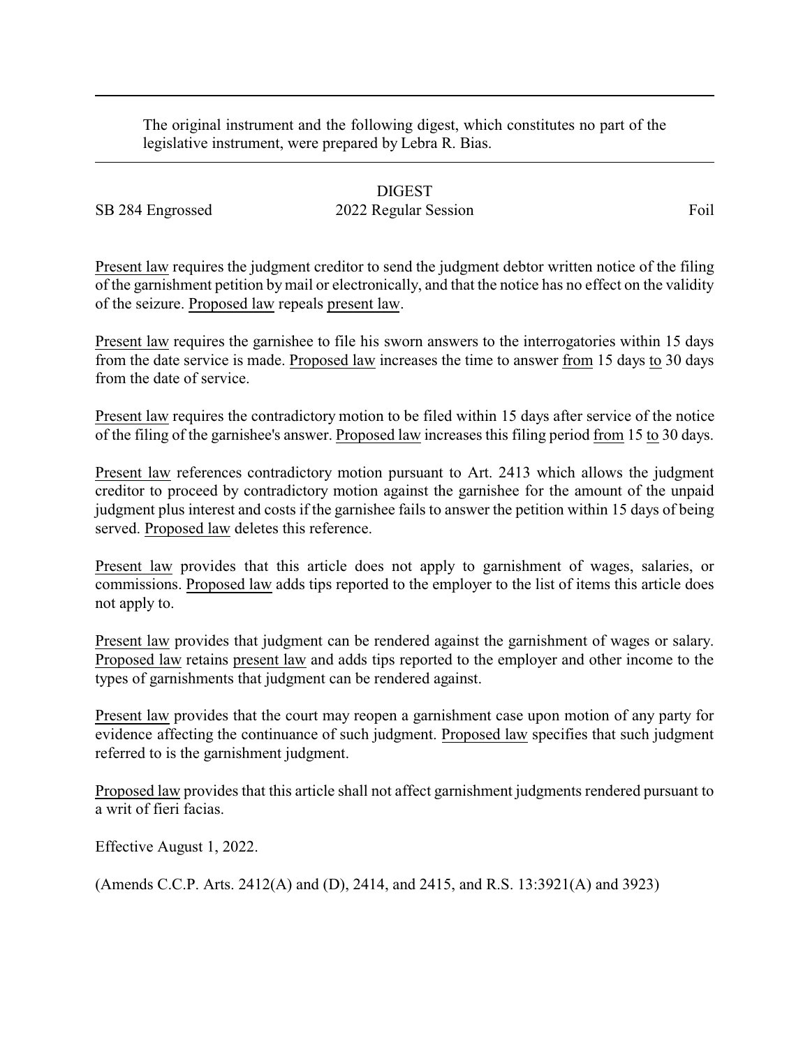The original instrument and the following digest, which constitutes no part of the legislative instrument, were prepared by Lebra R. Bias.

# DIGEST

SB 284 Engrossed 2022 Regular Session Foil

Present law requires the judgment creditor to send the judgment debtor written notice of the filing of the garnishment petition by mail or electronically, and that the notice has no effect on the validity of the seizure. Proposed law repeals present law.

Present law requires the garnishee to file his sworn answers to the interrogatories within 15 days from the date service is made. Proposed law increases the time to answer from 15 days to 30 days from the date of service.

Present law requires the contradictory motion to be filed within 15 days after service of the notice of the filing of the garnishee's answer. Proposed law increases this filing period from 15 to 30 days.

Present law references contradictory motion pursuant to Art. 2413 which allows the judgment creditor to proceed by contradictory motion against the garnishee for the amount of the unpaid judgment plus interest and costs if the garnishee fails to answer the petition within 15 days of being served. Proposed law deletes this reference.

Present law provides that this article does not apply to garnishment of wages, salaries, or commissions. Proposed law adds tips reported to the employer to the list of items this article does not apply to.

Present law provides that judgment can be rendered against the garnishment of wages or salary. Proposed law retains present law and adds tips reported to the employer and other income to the types of garnishments that judgment can be rendered against.

Present law provides that the court may reopen a garnishment case upon motion of any party for evidence affecting the continuance of such judgment. Proposed law specifies that such judgment referred to is the garnishment judgment.

Proposed law provides that this article shall not affect garnishment judgments rendered pursuant to a writ of fieri facias.

Effective August 1, 2022.

(Amends C.C.P. Arts. 2412(A) and (D), 2414, and 2415, and R.S. 13:3921(A) and 3923)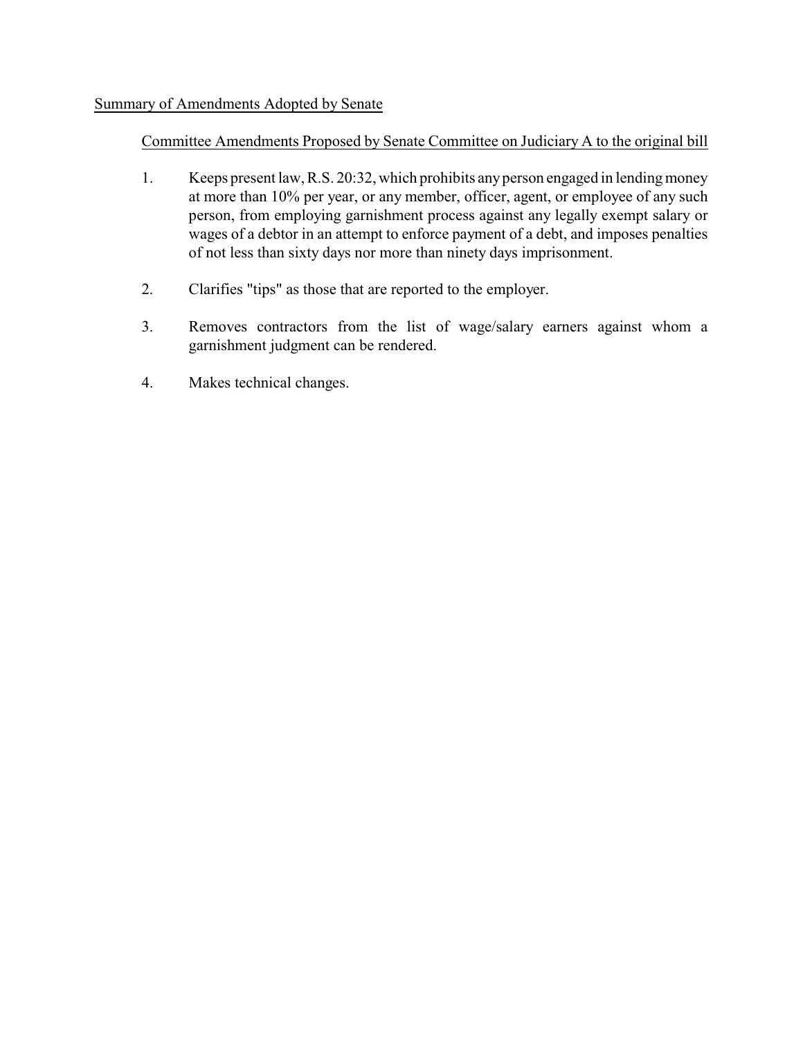Summary of Amendments Adopted by Senate

Committee Amendments Proposed by Senate Committee on Judiciary A to the original bill

1. Keeps present law, R.S. 20:32, which prohibits any person engaged in lending money at more than 10% per year, or any member, officer, agent, or employee of any such person, from employing garnishment process against any legally exempt salary or wages of a debtor in an attempt to enforce payment of a debt, and imposes penalties of not less than sixty days nor more than ninety days imprisonment.

2. Clarifies "tips" as those that are reported to the employer.

3. Removes contractors from the list of wage/salary earners against whom a garnishment judgment can be rendered.

4. Makes technical changes.